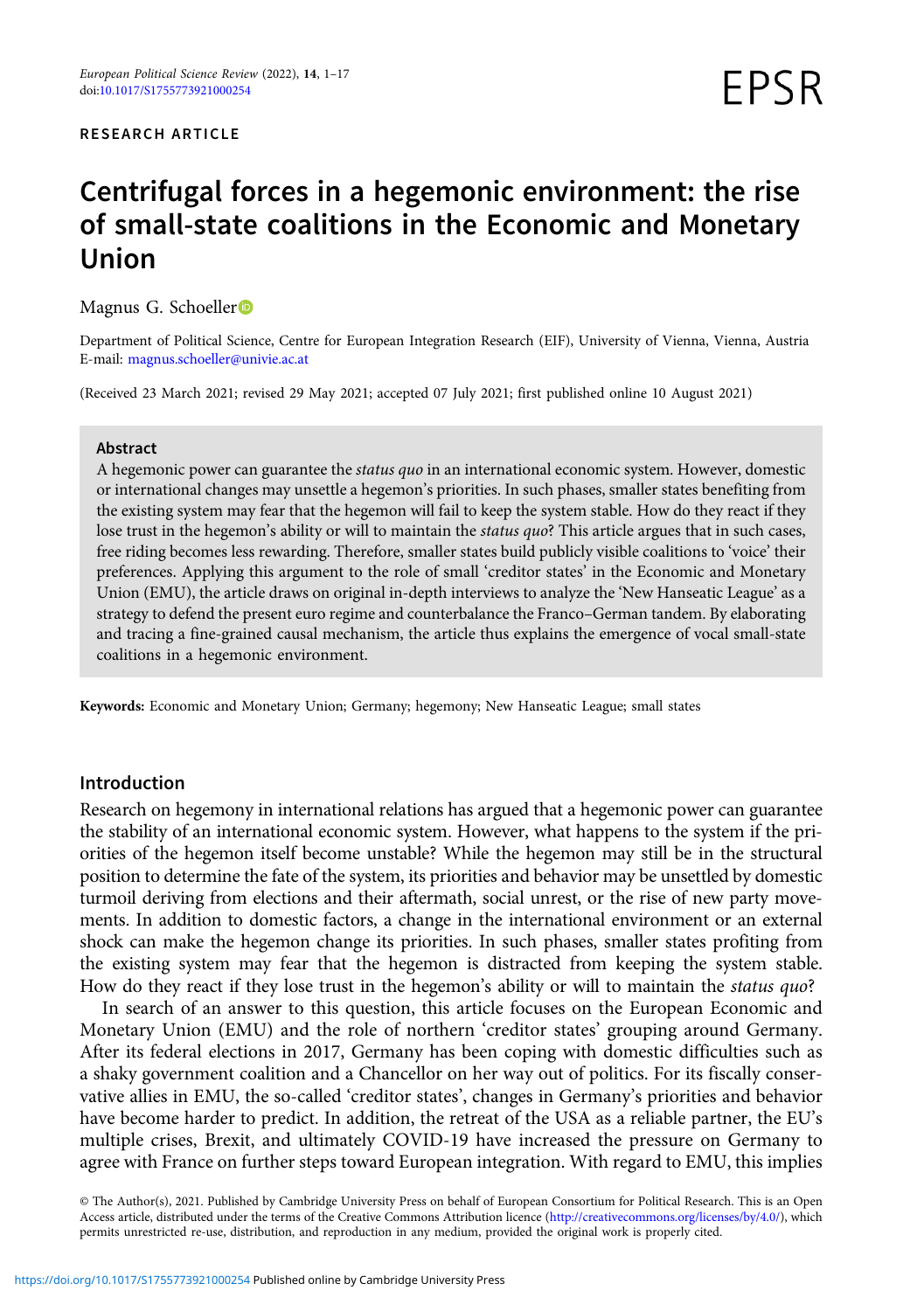RESEARCH ARTICLE

# Centrifugal forces in a hegemonic environment: the rise of small-state coalitions in the Economic and Monetary Union

Magnus G. Schoeller

Department of Political Science, Centre for European Integration Research (EIF), University of Vienna, Vienna, Austria
E-mail: magnus.schoeller@univie.ac.at

(Received 23 March 2021; revised 29 May 2021; accepted 07 July 2021; first published online 10 August 2021)

## Abstract

A hegemonic power can guarantee the *status quo* in an international economic system. However, domestic or international changes may unsettle a hegemon's priorities. In such phases, smaller states benefiting from the existing system may fear that the hegemon will fail to keep the system stable. How do they react if they lose trust in the hegemon's ability or will to maintain the *status quo*? This article argues that in such cases, free riding becomes less rewarding. Therefore, smaller states build publicly visible coalitions to 'voice' their preferences. Applying this argument to the role of small 'creditor states' in the Economic and Monetary Union (EMU), the article draws on original in-depth interviews to analyze the 'New Hanseatic League' as a strategy to defend the present euro regime and counterbalance the Franco–German tandem. By elaborating and tracing a fine-grained causal mechanism, the article thus explains the emergence of vocal small-state coalitions in a hegemonic environment.

**Keywords:** Economic and Monetary Union; Germany; hegemony; New Hanseatic League; small states

## Introduction

Research on hegemony in international relations has argued that a hegemonic power can guarantee the stability of an international economic system. However, what happens to the system if the priorities of the hegemon itself become unstable? While the hegemon may still be in the structural position to determine the fate of the system, its priorities and behavior may be unsettled by domestic turmoil deriving from elections and their aftermath, social unrest, or the rise of new party movements. In addition to domestic factors, a change in the international environment or an external shock can make the hegemon change its priorities. In such phases, smaller states profiting from the existing system may fear that the hegemon is distracted from keeping the system stable. How do they react if they lose trust in the hegemon's ability or will to maintain the *status quo*?

In search of an answer to this question, this article focuses on the European Economic and Monetary Union (EMU) and the role of northern 'creditor states' grouping around Germany. After its federal elections in 2017, Germany has been coping with domestic difficulties such as a shaky government coalition and a Chancellor on her way out of politics. For its fiscally conservative allies in EMU, the so-called 'creditor states', changes in Germany's priorities and behavior have become harder to predict. In addition, the retreat of the USA as a reliable partner, the EU's multiple crises, Brexit, and ultimately COVID-19 have increased the pressure on Germany to agree with France on further steps toward European integration. With regard to EMU, this implies

© The Author(s), 2021. Published by Cambridge University Press on behalf of European Consortium for Political Research. This is an Open Access article, distributed under the terms of the Creative Commons Attribution licence (http://creativecommons.org/licenses/by/4.0/), which permits unrestricted re-use, distribution, and reproduction in any medium, provided the original work is properly cited.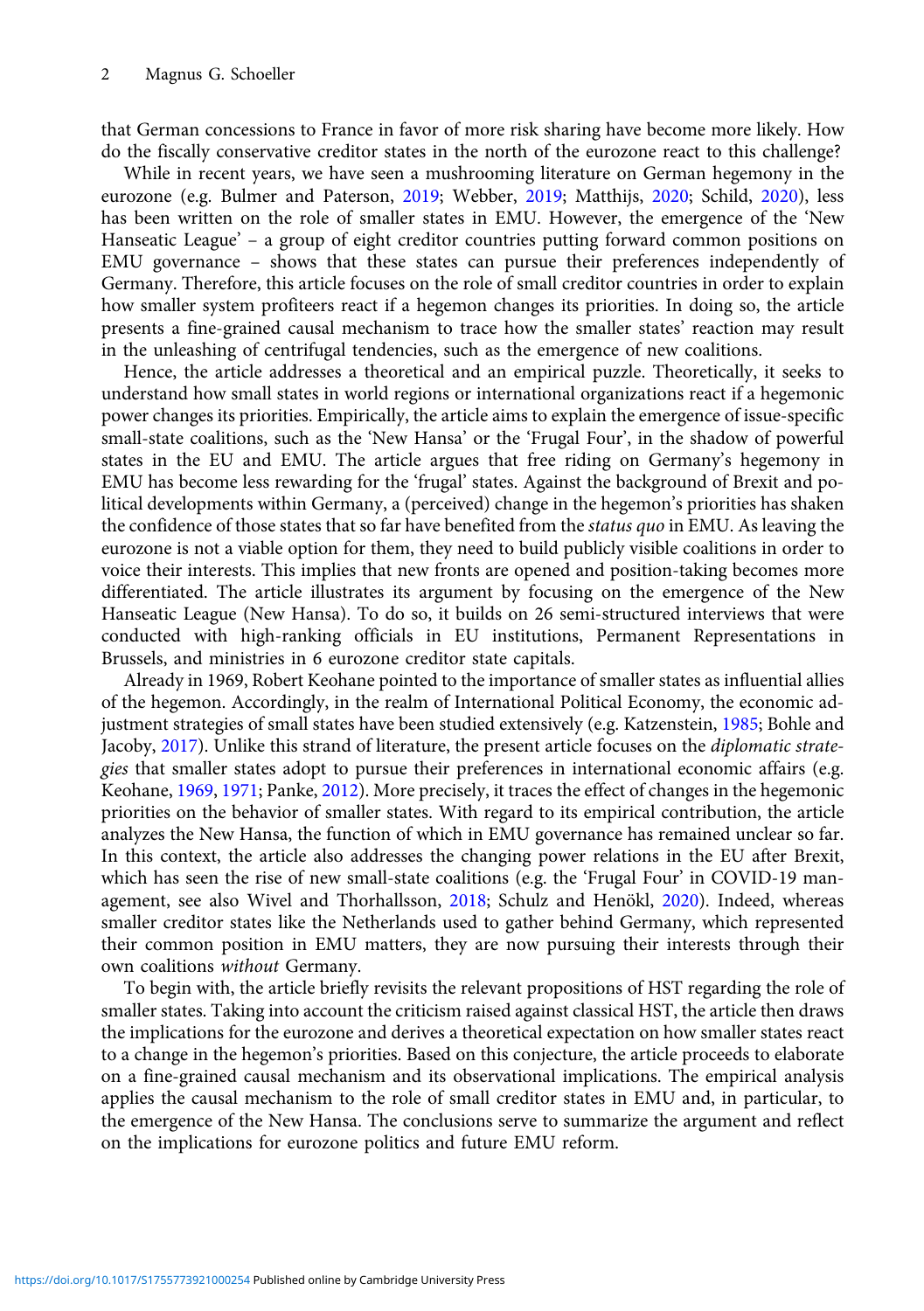that German concessions to France in favor of more risk sharing have become more likely. How do the fiscally conservative creditor states in the north of the eurozone react to this challenge?

While in recent years, we have seen a mushrooming literature on German hegemony in the eurozone (e.g. Bulmer and Paterson, 2019; Webber, 2019; Matthijs, 2020; Schild, 2020), less has been written on the role of smaller states in EMU. However, the emergence of the 'New Hanseatic League' – a group of eight creditor countries putting forward common positions on EMU governance – shows that these states can pursue their preferences independently of Germany. Therefore, this article focuses on the role of small creditor countries in order to explain how smaller system profiteers react if a hegemon changes its priorities. In doing so, the article presents a fine-grained causal mechanism to trace how the smaller states' reaction may result in the unleashing of centrifugal tendencies, such as the emergence of new coalitions.

Hence, the article addresses a theoretical and an empirical puzzle. Theoretically, it seeks to understand how small states in world regions or international organizations react if a hegemonic power changes its priorities. Empirically, the article aims to explain the emergence of issue-specific small-state coalitions, such as the 'New Hansa' or the 'Frugal Four', in the shadow of powerful states in the EU and EMU. The article argues that free riding on Germany's hegemony in EMU has become less rewarding for the 'frugal' states. Against the background of Brexit and political developments within Germany, a (perceived) change in the hegemon's priorities has shaken the confidence of those states that so far have benefited from the *status quo* in EMU. As leaving the eurozone is not a viable option for them, they need to build publicly visible coalitions in order to voice their interests. This implies that new fronts are opened and position-taking becomes more differentiated. The article illustrates its argument by focusing on the emergence of the New Hanseatic League (New Hansa). To do so, it builds on 26 semi-structured interviews that were conducted with high-ranking officials in EU institutions, Permanent Representations in Brussels, and ministries in 6 eurozone creditor state capitals.

Already in 1969, Robert Keohane pointed to the importance of smaller states as influential allies of the hegemon. Accordingly, in the realm of International Political Economy, the economic adjustment strategies of small states have been studied extensively (e.g. Katzenstein, 1985; Bohle and Jacoby, 2017). Unlike this strand of literature, the present article focuses on the *diplomatic strategies* that smaller states adopt to pursue their preferences in international economic affairs (e.g. Keohane, 1969, 1971; Panke, 2012). More precisely, it traces the effect of changes in the hegemonic priorities on the behavior of smaller states. With regard to its empirical contribution, the article analyzes the New Hansa, the function of which in EMU governance has remained unclear so far. In this context, the article also addresses the changing power relations in the EU after Brexit, which has seen the rise of new small-state coalitions (e.g. the 'Frugal Four' in COVID-19 management, see also Wivel and Thorhallsson, 2018; Schulz and Henökl, 2020). Indeed, whereas smaller creditor states like the Netherlands used to gather behind Germany, which represented their common position in EMU matters, they are now pursuing their interests through their own coalitions *without* Germany.

To begin with, the article briefly revisits the relevant propositions of HST regarding the role of smaller states. Taking into account the criticism raised against classical HST, the article then draws the implications for the eurozone and derives a theoretical expectation on how smaller states react to a change in the hegemon's priorities. Based on this conjecture, the article proceeds to elaborate on a fine-grained causal mechanism and its observational implications. The empirical analysis applies the causal mechanism to the role of small creditor states in EMU and, in particular, to the emergence of the New Hansa. The conclusions serve to summarize the argument and reflect on the implications for eurozone politics and future EMU reform.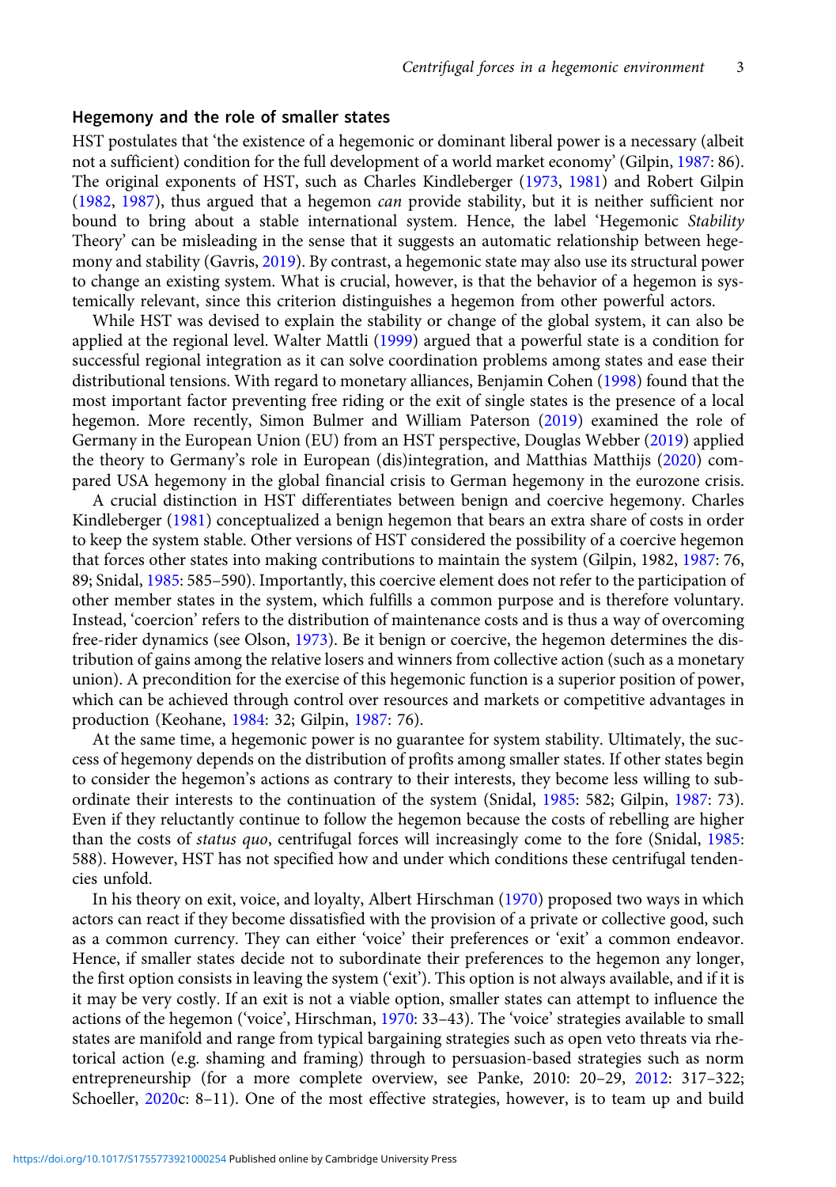## Hegemony and the role of smaller states

HST postulates that 'the existence of a hegemonic or dominant liberal power is a necessary (albeit not a sufficient) condition for the full development of a world market economy' (Gilpin, 1987: 86). The original exponents of HST, such as Charles Kindleberger (1973, 1981) and Robert Gilpin (1982, 1987), thus argued that a hegemon *can* provide stability, but it is neither sufficient nor bound to bring about a stable international system. Hence, the label 'Hegemonic *Stability* Theory' can be misleading in the sense that it suggests an automatic relationship between hegemony and stability (Gavris, 2019). By contrast, a hegemonic state may also use its structural power to change an existing system. What is crucial, however, is that the behavior of a hegemon is systemically relevant, since this criterion distinguishes a hegemon from other powerful actors.

While HST was devised to explain the stability or change of the global system, it can also be applied at the regional level. Walter Mattli (1999) argued that a powerful state is a condition for successful regional integration as it can solve coordination problems among states and ease their distributional tensions. With regard to monetary alliances, Benjamin Cohen (1998) found that the most important factor preventing free riding or the exit of single states is the presence of a local hegemon. More recently, Simon Bulmer and William Paterson (2019) examined the role of Germany in the European Union (EU) from an HST perspective, Douglas Webber (2019) applied the theory to Germany's role in European (dis)integration, and Matthias Matthijs (2020) compared USA hegemony in the global financial crisis to German hegemony in the eurozone crisis.

A crucial distinction in HST differentiates between benign and coercive hegemony. Charles Kindleberger (1981) conceptualized a benign hegemon that bears an extra share of costs in order to keep the system stable. Other versions of HST considered the possibility of a coercive hegemon that forces other states into making contributions to maintain the system (Gilpin, 1982, 1987: 76, 89; Snidal, 1985: 585–590). Importantly, this coercive element does not refer to the participation of other member states in the system, which fulfills a common purpose and is therefore voluntary. Instead, 'coercion' refers to the distribution of maintenance costs and is thus a way of overcoming free-rider dynamics (see Olson, 1973). Be it benign or coercive, the hegemon determines the distribution of gains among the relative losers and winners from collective action (such as a monetary union). A precondition for the exercise of this hegemonic function is a superior position of power, which can be achieved through control over resources and markets or competitive advantages in production (Keohane, 1984: 32; Gilpin, 1987: 76).

At the same time, a hegemonic power is no guarantee for system stability. Ultimately, the success of hegemony depends on the distribution of profits among smaller states. If other states begin to consider the hegemon's actions as contrary to their interests, they become less willing to subordinate their interests to the continuation of the system (Snidal, 1985: 582; Gilpin, 1987: 73). Even if they reluctantly continue to follow the hegemon because the costs of rebelling are higher than the costs of *status quo*, centrifugal forces will increasingly come to the fore (Snidal, 1985: 588). However, HST has not specified how and under which conditions these centrifugal tendencies unfold.

In his theory on exit, voice, and loyalty, Albert Hirschman (1970) proposed two ways in which actors can react if they become dissatisfied with the provision of a private or collective good, such as a common currency. They can either 'voice' their preferences or 'exit' a common endeavor. Hence, if smaller states decide not to subordinate their preferences to the hegemon any longer, the first option consists in leaving the system ('exit'). This option is not always available, and if it is it may be very costly. If an exit is not a viable option, smaller states can attempt to influence the actions of the hegemon ('voice', Hirschman, 1970: 33–43). The 'voice' strategies available to small states are manifold and range from typical bargaining strategies such as open veto threats via rhetorical action (e.g. shaming and framing) through to persuasion-based strategies such as norm entrepreneurship (for a more complete overview, see Panke, 2010: 20–29, 2012: 317–322; Schoeller, 2020c: 8–11). One of the most effective strategies, however, is to team up and build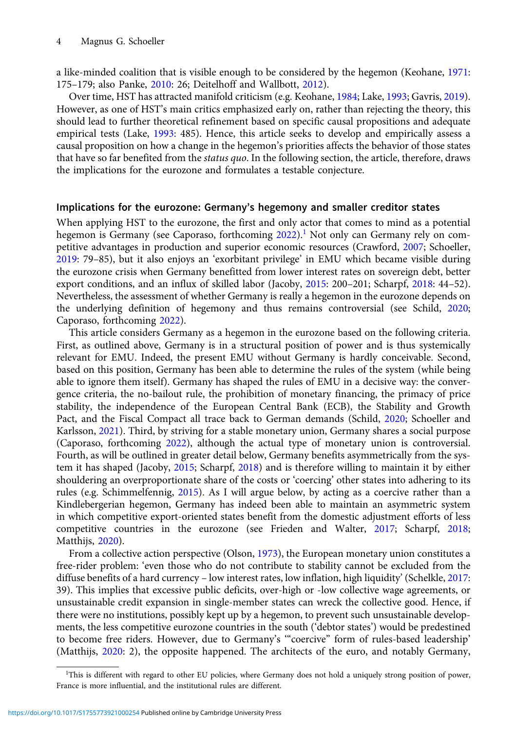a like-minded coalition that is visible enough to be considered by the hegemon (Keohane, 1971: 175–179; also Panke, 2010: 26; Deitelhoff and Wallbott, 2012).

Over time, HST has attracted manifold criticism (e.g. Keohane, 1984; Lake, 1993; Gavris, 2019). However, as one of HST's main critics emphasized early on, rather than rejecting the theory, this should lead to further theoretical refinement based on specific causal propositions and adequate empirical tests (Lake, 1993: 485). Hence, this article seeks to develop and empirically assess a causal proposition on how a change in the hegemon's priorities affects the behavior of those states that have so far benefited from the *status quo*. In the following section, the article, therefore, draws the implications for the eurozone and formulates a testable conjecture.

## Implications for the eurozone: Germany's hegemony and smaller creditor states

When applying HST to the eurozone, the first and only actor that comes to mind as a potential hegemon is Germany (see Caporaso, forthcoming 2022).[1] Not only can Germany rely on competitive advantages in production and superior economic resources (Crawford, 2007; Schoeller, 2019: 79–85), but it also enjoys an 'exorbitant privilege' in EMU which became visible during the eurozone crisis when Germany benefitted from lower interest rates on sovereign debt, better export conditions, and an influx of skilled labor (Jacoby, 2015: 200–201; Scharpf, 2018: 44–52). Nevertheless, the assessment of whether Germany is really a hegemon in the eurozone depends on the underlying definition of hegemony and thus remains controversial (see Schild, 2020; Caporaso, forthcoming 2022).

This article considers Germany as a hegemon in the eurozone based on the following criteria. First, as outlined above, Germany is in a structural position of power and is thus systemically relevant for EMU. Indeed, the present EMU without Germany is hardly conceivable. Second, based on this position, Germany has been able to determine the rules of the system (while being able to ignore them itself). Germany has shaped the rules of EMU in a decisive way: the convergence criteria, the no-bailout rule, the prohibition of monetary financing, the primacy of price stability, the independence of the European Central Bank (ECB), the Stability and Growth Pact, and the Fiscal Compact all trace back to German demands (Schild, 2020; Schoeller and Karlsson, 2021). Third, by striving for a stable monetary union, Germany shares a social purpose (Caporaso, forthcoming 2022), although the actual type of monetary union is controversial. Fourth, as will be outlined in greater detail below, Germany benefits asymmetrically from the system it has shaped (Jacoby, 2015; Scharpf, 2018) and is therefore willing to maintain it by either shouldering an overproportionate share of the costs or 'coercing' other states into adhering to its rules (e.g. Schimmelfennig, 2015). As I will argue below, by acting as a coercive rather than a Kindlebergerian hegemon, Germany has indeed been able to maintain an asymmetric system in which competitive export-oriented states benefit from the domestic adjustment efforts of less competitive countries in the eurozone (see Frieden and Walter, 2017; Scharpf, 2018; Matthijs, 2020).

From a collective action perspective (Olson, 1973), the European monetary union constitutes a free-rider problem: 'even those who do not contribute to stability cannot be excluded from the diffuse benefits of a hard currency – low interest rates, low inflation, high liquidity' (Schelkle, 2017: 39). This implies that excessive public deficits, over-high or -low collective wage agreements, or unsustainable credit expansion in single-member states can wreck the collective good. Hence, if there were no institutions, possibly kept up by a hegemon, to prevent such unsustainable developments, the less competitive eurozone countries in the south ('debtor states') would be predestined to become free riders. However, due to Germany's '"coercive" form of rules-based leadership' (Matthijs, 2020: 2), the opposite happened. The architects of the euro, and notably Germany,

[1]This is different with regard to other EU policies, where Germany does not hold a uniquely strong position of power, France is more influential, and the institutional rules are different.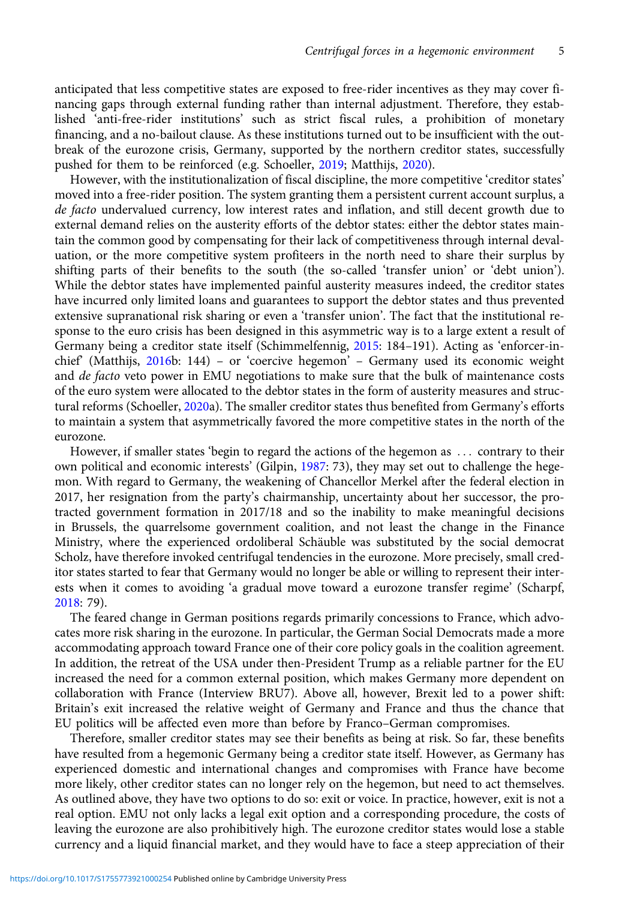anticipated that less competitive states are exposed to free-rider incentives as they may cover financing gaps through external funding rather than internal adjustment. Therefore, they established 'anti-free-rider institutions' such as strict fiscal rules, a prohibition of monetary financing, and a no-bailout clause. As these institutions turned out to be insufficient with the outbreak of the eurozone crisis, Germany, supported by the northern creditor states, successfully pushed for them to be reinforced (e.g. Schoeller, 2019; Matthijs, 2020).

However, with the institutionalization of fiscal discipline, the more competitive 'creditor states' moved into a free-rider position. The system granting them a persistent current account surplus, a *de facto* undervalued currency, low interest rates and inflation, and still decent growth due to external demand relies on the austerity efforts of the debtor states: either the debtor states maintain the common good by compensating for their lack of competitiveness through internal devaluation, or the more competitive system profiteers in the north need to share their surplus by shifting parts of their benefits to the south (the so-called 'transfer union' or 'debt union'). While the debtor states have implemented painful austerity measures indeed, the creditor states have incurred only limited loans and guarantees to support the debtor states and thus prevented extensive supranational risk sharing or even a 'transfer union'. The fact that the institutional response to the euro crisis has been designed in this asymmetric way is to a large extent a result of Germany being a creditor state itself (Schimmelfennig, 2015: 184–191). Acting as 'enforcer-in-chief' (Matthijs, 2016b: 144) – or 'coercive hegemon' – Germany used its economic weight and *de facto* veto power in EMU negotiations to make sure that the bulk of maintenance costs of the euro system were allocated to the debtor states in the form of austerity measures and structural reforms (Schoeller, 2020a). The smaller creditor states thus benefited from Germany's efforts to maintain a system that asymmetrically favored the more competitive states in the north of the eurozone.

However, if smaller states 'begin to regard the actions of the hegemon as … contrary to their own political and economic interests' (Gilpin, 1987: 73), they may set out to challenge the hegemon. With regard to Germany, the weakening of Chancellor Merkel after the federal election in 2017, her resignation from the party's chairmanship, uncertainty about her successor, the protracted government formation in 2017/18 and so the inability to make meaningful decisions in Brussels, the quarrelsome government coalition, and not least the change in the Finance Ministry, where the experienced ordoliberal Schäuble was substituted by the social democrat Scholz, have therefore invoked centrifugal tendencies in the eurozone. More precisely, small creditor states started to fear that Germany would no longer be able or willing to represent their interests when it comes to avoiding 'a gradual move toward a eurozone transfer regime' (Scharpf, 2018: 79).

The feared change in German positions regards primarily concessions to France, which advocates more risk sharing in the eurozone. In particular, the German Social Democrats made a more accommodating approach toward France one of their core policy goals in the coalition agreement. In addition, the retreat of the USA under then-President Trump as a reliable partner for the EU increased the need for a common external position, which makes Germany more dependent on collaboration with France (Interview BRU7). Above all, however, Brexit led to a power shift: Britain's exit increased the relative weight of Germany and France and thus the chance that EU politics will be affected even more than before by Franco–German compromises.

Therefore, smaller creditor states may see their benefits as being at risk. So far, these benefits have resulted from a hegemonic Germany being a creditor state itself. However, as Germany has experienced domestic and international changes and compromises with France have become more likely, other creditor states can no longer rely on the hegemon, but need to act themselves. As outlined above, they have two options to do so: exit or voice. In practice, however, exit is not a real option. EMU not only lacks a legal exit option and a corresponding procedure, the costs of leaving the eurozone are also prohibitively high. The eurozone creditor states would lose a stable currency and a liquid financial market, and they would have to face a steep appreciation of their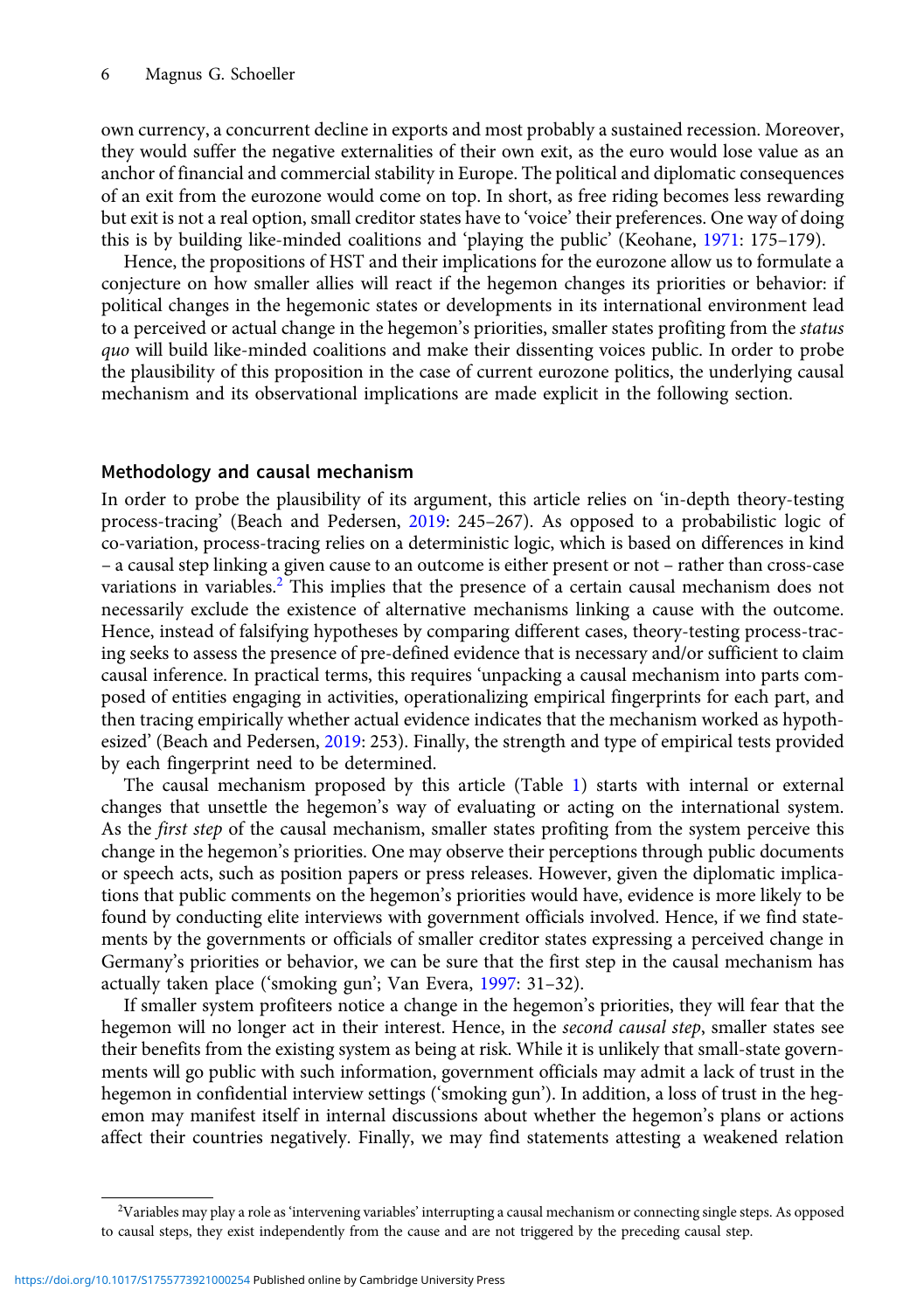own currency, a concurrent decline in exports and most probably a sustained recession. Moreover, they would suffer the negative externalities of their own exit, as the euro would lose value as an anchor of financial and commercial stability in Europe. The political and diplomatic consequences of an exit from the eurozone would come on top. In short, as free riding becomes less rewarding but exit is not a real option, small creditor states have to 'voice' their preferences. One way of doing this is by building like-minded coalitions and 'playing the public' (Keohane, 1971: 175–179).

Hence, the propositions of HST and their implications for the eurozone allow us to formulate a conjecture on how smaller allies will react if the hegemon changes its priorities or behavior: if political changes in the hegemonic states or developments in its international environment lead to a perceived or actual change in the hegemon's priorities, smaller states profiting from the *status quo* will build like-minded coalitions and make their dissenting voices public. In order to probe the plausibility of this proposition in the case of current eurozone politics, the underlying causal mechanism and its observational implications are made explicit in the following section.

## Methodology and causal mechanism

In order to probe the plausibility of its argument, this article relies on 'in-depth theory-testing process-tracing' (Beach and Pedersen, 2019: 245–267). As opposed to a probabilistic logic of co-variation, process-tracing relies on a deterministic logic, which is based on differences in kind – a causal step linking a given cause to an outcome is either present or not – rather than cross-case variations in variables.[2] This implies that the presence of a certain causal mechanism does not necessarily exclude the existence of alternative mechanisms linking a cause with the outcome. Hence, instead of falsifying hypotheses by comparing different cases, theory-testing process-tracing seeks to assess the presence of pre-defined evidence that is necessary and/or sufficient to claim causal inference. In practical terms, this requires 'unpacking a causal mechanism into parts composed of entities engaging in activities, operationalizing empirical fingerprints for each part, and then tracing empirically whether actual evidence indicates that the mechanism worked as hypothesized' (Beach and Pedersen, 2019: 253). Finally, the strength and type of empirical tests provided by each fingerprint need to be determined.

The causal mechanism proposed by this article (Table 1) starts with internal or external changes that unsettle the hegemon's way of evaluating or acting on the international system. As the *first step* of the causal mechanism, smaller states profiting from the system perceive this change in the hegemon's priorities. One may observe their perceptions through public documents or speech acts, such as position papers or press releases. However, given the diplomatic implications that public comments on the hegemon's priorities would have, evidence is more likely to be found by conducting elite interviews with government officials involved. Hence, if we find statements by the governments or officials of smaller creditor states expressing a perceived change in Germany's priorities or behavior, we can be sure that the first step in the causal mechanism has actually taken place ('smoking gun'; Van Evera, 1997: 31–32).

If smaller system profiteers notice a change in the hegemon's priorities, they will fear that the hegemon will no longer act in their interest. Hence, in the *second causal step*, smaller states see their benefits from the existing system as being at risk. While it is unlikely that small-state governments will go public with such information, government officials may admit a lack of trust in the hegemon in confidential interview settings ('smoking gun'). In addition, a loss of trust in the hegemon may manifest itself in internal discussions about whether the hegemon's plans or actions affect their countries negatively. Finally, we may find statements attesting a weakened relation

[2] Variables may play a role as 'intervening variables' interrupting a causal mechanism or connecting single steps. As opposed to causal steps, they exist independently from the cause and are not triggered by the preceding causal step.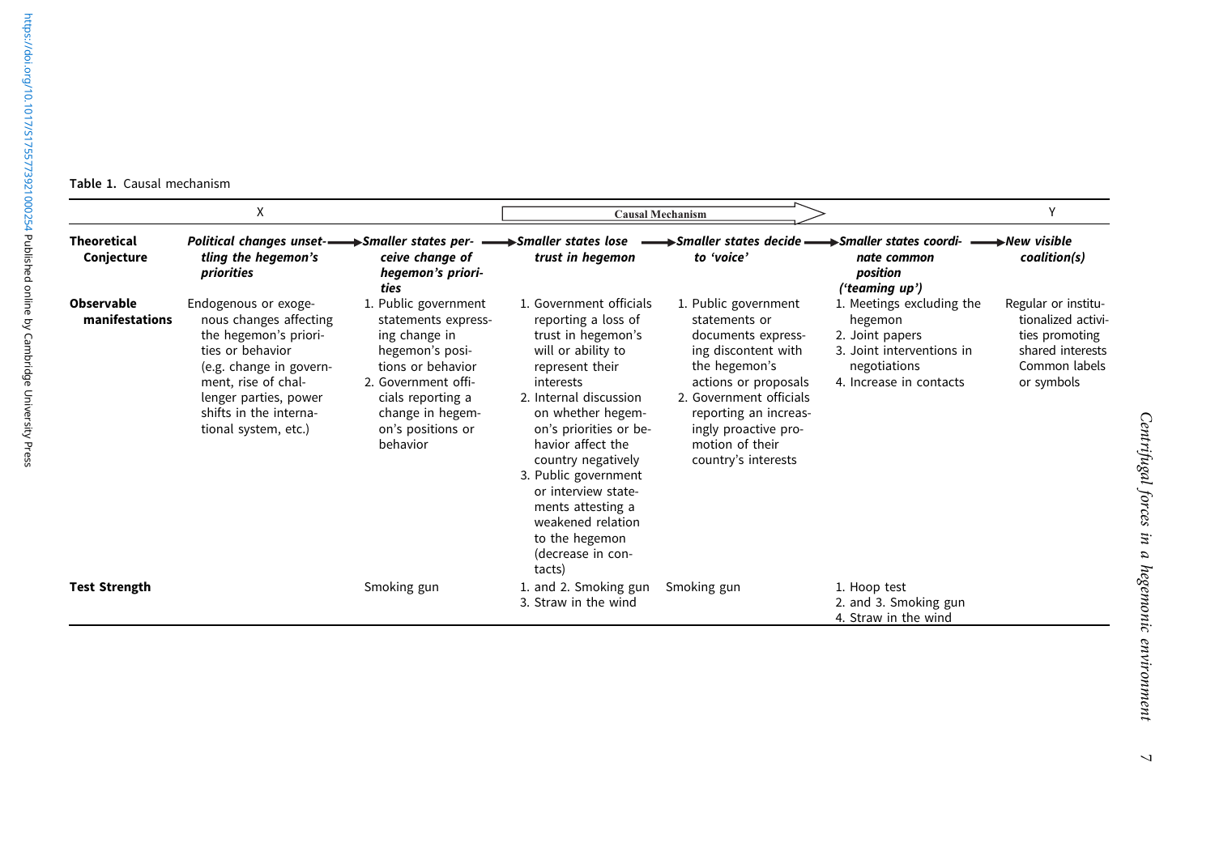Table 1. Causal mechanism

| | X | | Causal Mechanism | | | Y |
|---|---|---|---|---|---|---|
| **Theoretical Conjecture** | ***Political changes unsettling the hegemon's priorities*** → | ***Smaller states perceive change of hegemon's priorities*** → | ***Smaller states lose trust in hegemon*** → | ***Smaller states decide to 'voice'*** → | ***Smaller states coordinate common position ('teaming up')*** → | ***New visible coalition(s)*** |
| **Observable manifestations** | Endogenous or exogenous changes affecting the hegemon's priorities or behavior (e.g. change in government, rise of challenger parties, power shifts in the international system, etc.) | 1. Public government statements expressing change in hegemon's positions or behavior<br>2. Government officials reporting a change in hegemon's positions or behavior | 1. Government officials reporting a loss of trust in hegemon's will or ability to represent their interests<br>2. Internal discussion on whether hegemon's priorities or behavior affect the country negatively<br>3. Public government or interview statements attesting a weakened relation to the hegemon (decrease in contacts) | 1. Public government statements or documents expressing discontent with the hegemon's actions or proposals<br>2. Government officials reporting an increasingly proactive promotion of their country's interests | 1. Meetings excluding the hegemon<br>2. Joint papers<br>3. Joint interventions in negotiations<br>4. Increase in contacts | Regular or institutionalized activities promoting shared interests Common labels or symbols |
| **Test Strength** | | Smoking gun | 1. and 2. Smoking gun<br>3. Straw in the wind | Smoking gun | 1. Hoop test<br>2. and 3. Smoking gun<br>4. Straw in the wind | |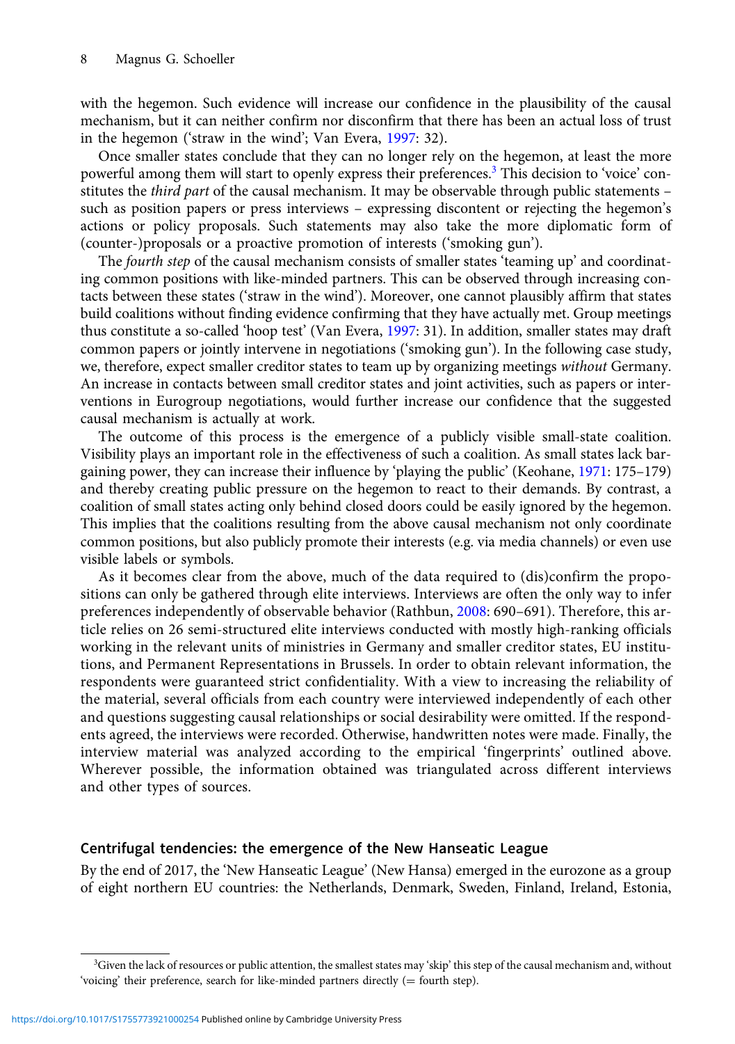with the hegemon. Such evidence will increase our confidence in the plausibility of the causal mechanism, but it can neither confirm nor disconfirm that there has been an actual loss of trust in the hegemon ('straw in the wind'; Van Evera, 1997: 32).

Once smaller states conclude that they can no longer rely on the hegemon, at least the more powerful among them will start to openly express their preferences.[3] This decision to 'voice' constitutes the *third part* of the causal mechanism. It may be observable through public statements – such as position papers or press interviews – expressing discontent or rejecting the hegemon's actions or policy proposals. Such statements may also take the more diplomatic form of (counter-)proposals or a proactive promotion of interests ('smoking gun').

The *fourth step* of the causal mechanism consists of smaller states 'teaming up' and coordinating common positions with like-minded partners. This can be observed through increasing contacts between these states ('straw in the wind'). Moreover, one cannot plausibly affirm that states build coalitions without finding evidence confirming that they have actually met. Group meetings thus constitute a so-called 'hoop test' (Van Evera, 1997: 31). In addition, smaller states may draft common papers or jointly intervene in negotiations ('smoking gun'). In the following case study, we, therefore, expect smaller creditor states to team up by organizing meetings *without* Germany. An increase in contacts between small creditor states and joint activities, such as papers or interventions in Eurogroup negotiations, would further increase our confidence that the suggested causal mechanism is actually at work.

The outcome of this process is the emergence of a publicly visible small-state coalition. Visibility plays an important role in the effectiveness of such a coalition. As small states lack bargaining power, they can increase their influence by 'playing the public' (Keohane, 1971: 175–179) and thereby creating public pressure on the hegemon to react to their demands. By contrast, a coalition of small states acting only behind closed doors could be easily ignored by the hegemon. This implies that the coalitions resulting from the above causal mechanism not only coordinate common positions, but also publicly promote their interests (e.g. via media channels) or even use visible labels or symbols.

As it becomes clear from the above, much of the data required to (dis)confirm the propositions can only be gathered through elite interviews. Interviews are often the only way to infer preferences independently of observable behavior (Rathbun, 2008: 690–691). Therefore, this article relies on 26 semi-structured elite interviews conducted with mostly high-ranking officials working in the relevant units of ministries in Germany and smaller creditor states, EU institutions, and Permanent Representations in Brussels. In order to obtain relevant information, the respondents were guaranteed strict confidentiality. With a view to increasing the reliability of the material, several officials from each country were interviewed independently of each other and questions suggesting causal relationships or social desirability were omitted. If the respondents agreed, the interviews were recorded. Otherwise, handwritten notes were made. Finally, the interview material was analyzed according to the empirical 'fingerprints' outlined above. Wherever possible, the information obtained was triangulated across different interviews and other types of sources.

## Centrifugal tendencies: the emergence of the New Hanseatic League

By the end of 2017, the 'New Hanseatic League' (New Hansa) emerged in the eurozone as a group of eight northern EU countries: the Netherlands, Denmark, Sweden, Finland, Ireland, Estonia,

---

[3] Given the lack of resources or public attention, the smallest states may 'skip' this step of the causal mechanism and, without 'voicing' their preference, search for like-minded partners directly (= fourth step).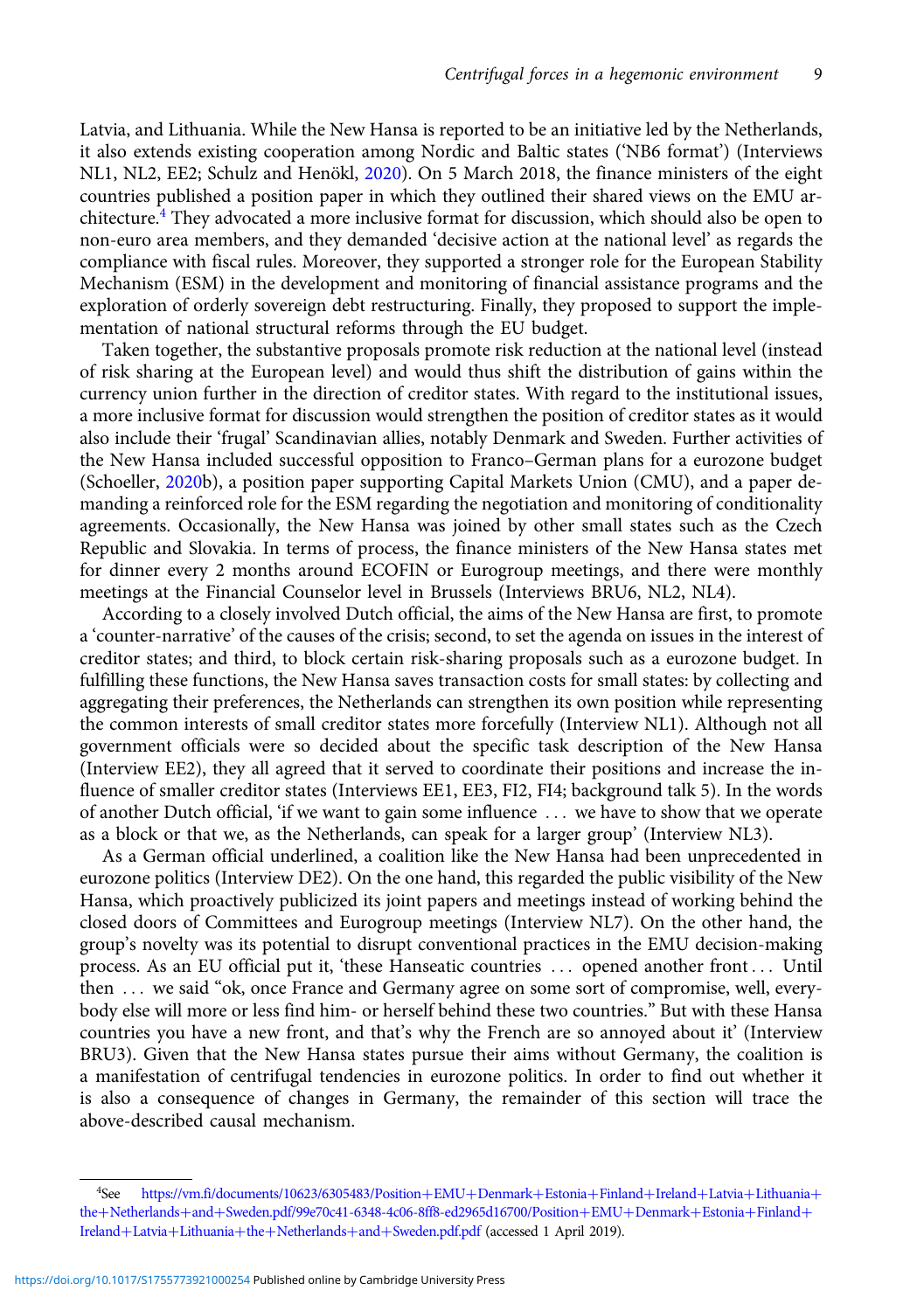Latvia, and Lithuania. While the New Hansa is reported to be an initiative led by the Netherlands, it also extends existing cooperation among Nordic and Baltic states ('NB6 format') (Interviews NL1, NL2, EE2; Schulz and Henökl, 2020). On 5 March 2018, the finance ministers of the eight countries published a position paper in which they outlined their shared views on the EMU architecture.[4] They advocated a more inclusive format for discussion, which should also be open to non-euro area members, and they demanded 'decisive action at the national level' as regards the compliance with fiscal rules. Moreover, they supported a stronger role for the European Stability Mechanism (ESM) in the development and monitoring of financial assistance programs and the exploration of orderly sovereign debt restructuring. Finally, they proposed to support the implementation of national structural reforms through the EU budget.

Taken together, the substantive proposals promote risk reduction at the national level (instead of risk sharing at the European level) and would thus shift the distribution of gains within the currency union further in the direction of creditor states. With regard to the institutional issues, a more inclusive format for discussion would strengthen the position of creditor states as it would also include their 'frugal' Scandinavian allies, notably Denmark and Sweden. Further activities of the New Hansa included successful opposition to Franco–German plans for a eurozone budget (Schoeller, 2020b), a position paper supporting Capital Markets Union (CMU), and a paper demanding a reinforced role for the ESM regarding the negotiation and monitoring of conditionality agreements. Occasionally, the New Hansa was joined by other small states such as the Czech Republic and Slovakia. In terms of process, the finance ministers of the New Hansa states met for dinner every 2 months around ECOFIN or Eurogroup meetings, and there were monthly meetings at the Financial Counselor level in Brussels (Interviews BRU6, NL2, NL4).

According to a closely involved Dutch official, the aims of the New Hansa are first, to promote a 'counter-narrative' of the causes of the crisis; second, to set the agenda on issues in the interest of creditor states; and third, to block certain risk-sharing proposals such as a eurozone budget. In fulfilling these functions, the New Hansa saves transaction costs for small states: by collecting and aggregating their preferences, the Netherlands can strengthen its own position while representing the common interests of small creditor states more forcefully (Interview NL1). Although not all government officials were so decided about the specific task description of the New Hansa (Interview EE2), they all agreed that it served to coordinate their positions and increase the influence of smaller creditor states (Interviews EE1, EE3, FI2, FI4; background talk 5). In the words of another Dutch official, 'if we want to gain some influence … we have to show that we operate as a block or that we, as the Netherlands, can speak for a larger group' (Interview NL3).

As a German official underlined, a coalition like the New Hansa had been unprecedented in eurozone politics (Interview DE2). On the one hand, this regarded the public visibility of the New Hansa, which proactively publicized its joint papers and meetings instead of working behind the closed doors of Committees and Eurogroup meetings (Interview NL7). On the other hand, the group's novelty was its potential to disrupt conventional practices in the EMU decision-making process. As an EU official put it, 'these Hanseatic countries … opened another front … Until then … we said "ok, once France and Germany agree on some sort of compromise, well, everybody else will more or less find him- or herself behind these two countries." But with these Hansa countries you have a new front, and that's why the French are so annoyed about it' (Interview BRU3). Given that the New Hansa states pursue their aims without Germany, the coalition is a manifestation of centrifugal tendencies in eurozone politics. In order to find out whether it is also a consequence of changes in Germany, the remainder of this section will trace the above-described causal mechanism.

[4]See https://vm.fi/documents/10623/6305483/Position+EMU+Denmark+Estonia+Finland+Ireland+Latvia+Lithuania+the+Netherlands+and+Sweden.pdf/99e70c41-6348-4c06-8ff8-ed2965d16700/Position+EMU+Denmark+Estonia+Finland+Ireland+Latvia+Lithuania+the+Netherlands+and+Sweden.pdf.pdf (accessed 1 April 2019).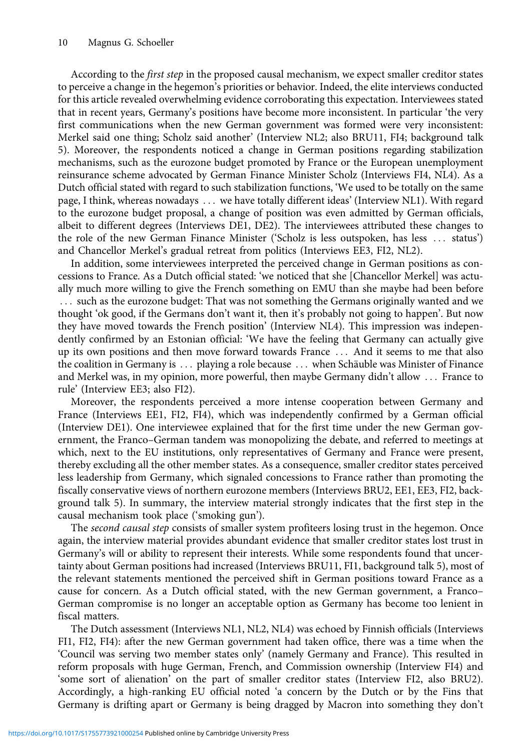According to the *first step* in the proposed causal mechanism, we expect smaller creditor states to perceive a change in the hegemon's priorities or behavior. Indeed, the elite interviews conducted for this article revealed overwhelming evidence corroborating this expectation. Interviewees stated that in recent years, Germany's positions have become more inconsistent. In particular 'the very first communications when the new German government was formed were very inconsistent: Merkel said one thing; Scholz said another' (Interview NL2; also BRU11, FI4; background talk 5). Moreover, the respondents noticed a change in German positions regarding stabilization mechanisms, such as the eurozone budget promoted by France or the European unemployment reinsurance scheme advocated by German Finance Minister Scholz (Interviews FI4, NL4). As a Dutch official stated with regard to such stabilization functions, 'We used to be totally on the same page, I think, whereas nowadays … we have totally different ideas' (Interview NL1). With regard to the eurozone budget proposal, a change of position was even admitted by German officials, albeit to different degrees (Interviews DE1, DE2). The interviewees attributed these changes to the role of the new German Finance Minister ('Scholz is less outspoken, has less … status') and Chancellor Merkel's gradual retreat from politics (Interviews EE3, FI2, NL2).

In addition, some interviewees interpreted the perceived change in German positions as concessions to France. As a Dutch official stated: 'we noticed that she [Chancellor Merkel] was actually much more willing to give the French something on EMU than she maybe had been before … such as the eurozone budget: That was not something the Germans originally wanted and we thought 'ok good, if the Germans don't want it, then it's probably not going to happen'. But now they have moved towards the French position' (Interview NL4). This impression was independently confirmed by an Estonian official: 'We have the feeling that Germany can actually give up its own positions and then move forward towards France … And it seems to me that also the coalition in Germany is … playing a role because … when Schäuble was Minister of Finance and Merkel was, in my opinion, more powerful, then maybe Germany didn't allow … France to rule' (Interview EE3; also FI2).

Moreover, the respondents perceived a more intense cooperation between Germany and France (Interviews EE1, FI2, FI4), which was independently confirmed by a German official (Interview DE1). One interviewee explained that for the first time under the new German government, the Franco–German tandem was monopolizing the debate, and referred to meetings at which, next to the EU institutions, only representatives of Germany and France were present, thereby excluding all the other member states. As a consequence, smaller creditor states perceived less leadership from Germany, which signaled concessions to France rather than promoting the fiscally conservative views of northern eurozone members (Interviews BRU2, EE1, EE3, FI2, background talk 5). In summary, the interview material strongly indicates that the first step in the causal mechanism took place ('smoking gun').

The *second causal step* consists of smaller system profiteers losing trust in the hegemon. Once again, the interview material provides abundant evidence that smaller creditor states lost trust in Germany's will or ability to represent their interests. While some respondents found that uncertainty about German positions had increased (Interviews BRU11, FI1, background talk 5), most of the relevant statements mentioned the perceived shift in German positions toward France as a cause for concern. As a Dutch official stated, with the new German government, a Franco–German compromise is no longer an acceptable option as Germany has become too lenient in fiscal matters.

The Dutch assessment (Interviews NL1, NL2, NL4) was echoed by Finnish officials (Interviews FI1, FI2, FI4): after the new German government had taken office, there was a time when the 'Council was serving two member states only' (namely Germany and France). This resulted in reform proposals with huge German, French, and Commission ownership (Interview FI4) and 'some sort of alienation' on the part of smaller creditor states (Interview FI2, also BRU2). Accordingly, a high-ranking EU official noted 'a concern by the Dutch or by the Fins that Germany is drifting apart or Germany is being dragged by Macron into something they don't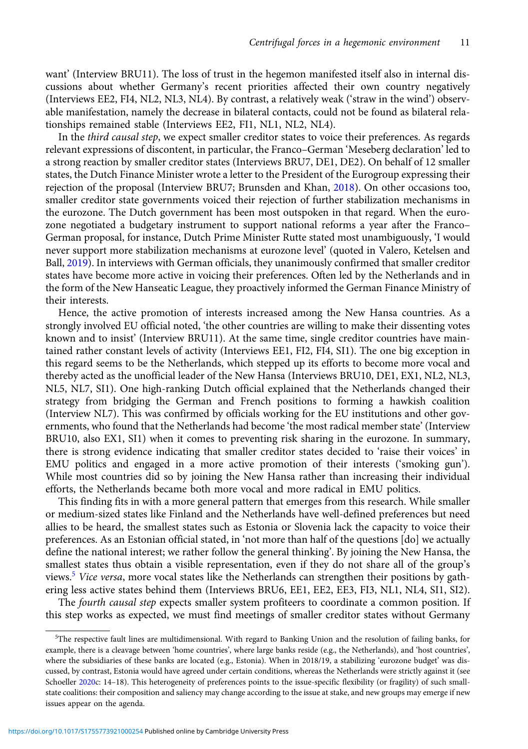want' (Interview BRU11). The loss of trust in the hegemon manifested itself also in internal discussions about whether Germany's recent priorities affected their own country negatively (Interviews EE2, FI4, NL2, NL3, NL4). By contrast, a relatively weak ('straw in the wind') observable manifestation, namely the decrease in bilateral contacts, could not be found as bilateral relationships remained stable (Interviews EE2, FI1, NL1, NL2, NL4).

In the *third causal step*, we expect smaller creditor states to voice their preferences. As regards relevant expressions of discontent, in particular, the Franco–German 'Meseberg declaration' led to a strong reaction by smaller creditor states (Interviews BRU7, DE1, DE2). On behalf of 12 smaller states, the Dutch Finance Minister wrote a letter to the President of the Eurogroup expressing their rejection of the proposal (Interview BRU7; Brunsden and Khan, 2018). On other occasions too, smaller creditor state governments voiced their rejection of further stabilization mechanisms in the eurozone. The Dutch government has been most outspoken in that regard. When the eurozone negotiated a budgetary instrument to support national reforms a year after the Franco–German proposal, for instance, Dutch Prime Minister Rutte stated most unambiguously, 'I would never support more stabilization mechanisms at eurozone level' (quoted in Valero, Ketelsen and Ball, 2019). In interviews with German officials, they unanimously confirmed that smaller creditor states have become more active in voicing their preferences. Often led by the Netherlands and in the form of the New Hanseatic League, they proactively informed the German Finance Ministry of their interests.

Hence, the active promotion of interests increased among the New Hansa countries. As a strongly involved EU official noted, 'the other countries are willing to make their dissenting votes known and to insist' (Interview BRU11). At the same time, single creditor countries have maintained rather constant levels of activity (Interviews EE1, FI2, FI4, SI1). The one big exception in this regard seems to be the Netherlands, which stepped up its efforts to become more vocal and thereby acted as the unofficial leader of the New Hansa (Interviews BRU10, DE1, EX1, NL2, NL3, NL5, NL7, SI1). One high-ranking Dutch official explained that the Netherlands changed their strategy from bridging the German and French positions to forming a hawkish coalition (Interview NL7). This was confirmed by officials working for the EU institutions and other governments, who found that the Netherlands had become 'the most radical member state' (Interview BRU10, also EX1, SI1) when it comes to preventing risk sharing in the eurozone. In summary, there is strong evidence indicating that smaller creditor states decided to 'raise their voices' in EMU politics and engaged in a more active promotion of their interests ('smoking gun'). While most countries did so by joining the New Hansa rather than increasing their individual efforts, the Netherlands became both more vocal and more radical in EMU politics.

This finding fits in with a more general pattern that emerges from this research. While smaller or medium-sized states like Finland and the Netherlands have well-defined preferences but need allies to be heard, the smallest states such as Estonia or Slovenia lack the capacity to voice their preferences. As an Estonian official stated, in 'not more than half of the questions [do] we actually define the national interest; we rather follow the general thinking'. By joining the New Hansa, the smallest states thus obtain a visible representation, even if they do not share all of the group's views.[5] *Vice versa*, more vocal states like the Netherlands can strengthen their positions by gathering less active states behind them (Interviews BRU6, EE1, EE2, EE3, FI3, NL1, NL4, SI1, SI2).

The *fourth causal step* expects smaller system profiteers to coordinate a common position. If this step works as expected, we must find meetings of smaller creditor states without Germany

[5] The respective fault lines are multidimensional. With regard to Banking Union and the resolution of failing banks, for example, there is a cleavage between 'home countries', where large banks reside (e.g., the Netherlands), and 'host countries', where the subsidiaries of these banks are located (e.g., Estonia). When in 2018/19, a stabilizing 'eurozone budget' was discussed, by contrast, Estonia would have agreed under certain conditions, whereas the Netherlands were strictly against it (see Schoeller 2020c: 14–18). This heterogeneity of preferences points to the issue-specific flexibility (or fragility) of such small-state coalitions: their composition and saliency may change according to the issue at stake, and new groups may emerge if new issues appear on the agenda.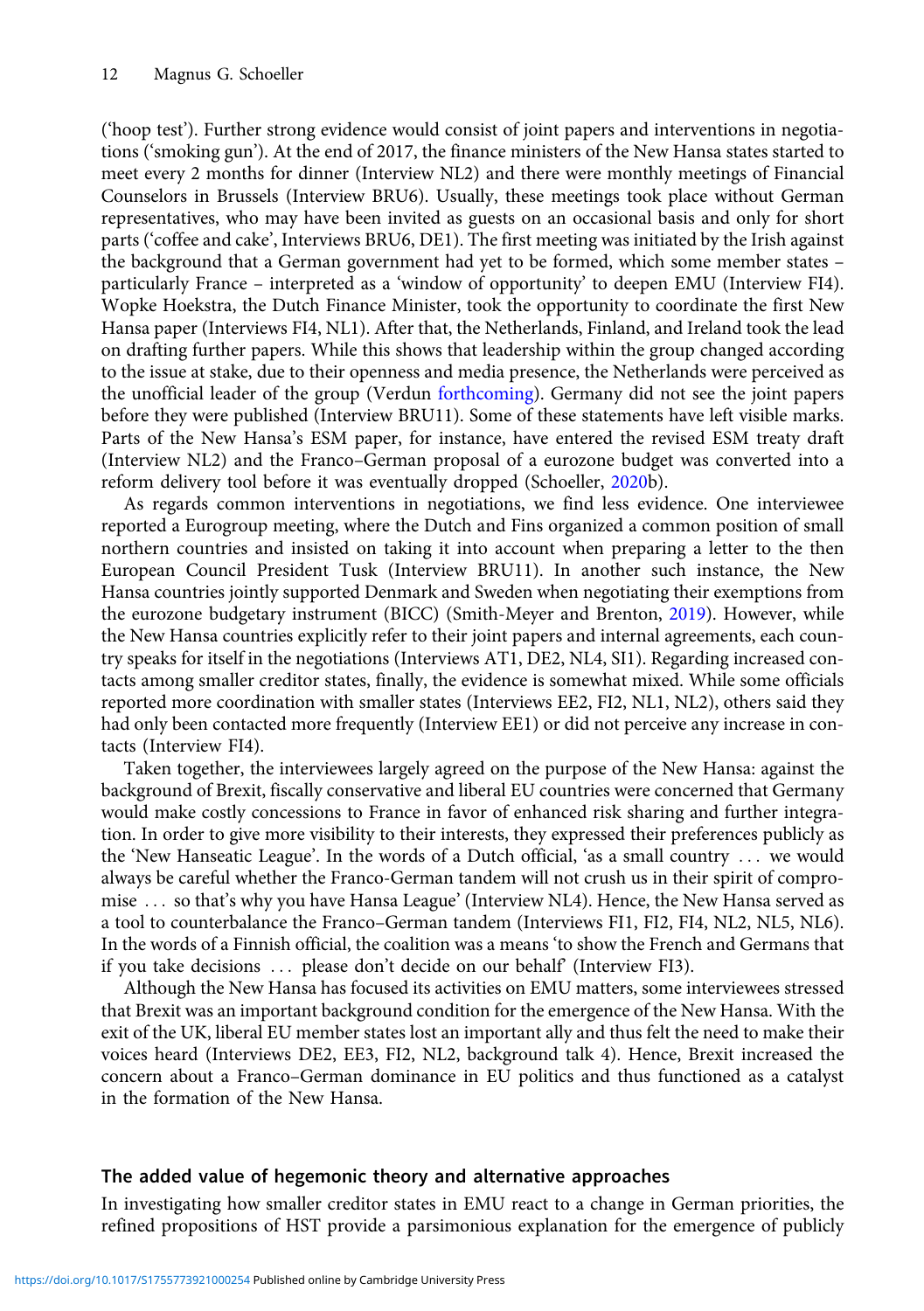('hoop test'). Further strong evidence would consist of joint papers and interventions in negotiations ('smoking gun'). At the end of 2017, the finance ministers of the New Hansa states started to meet every 2 months for dinner (Interview NL2) and there were monthly meetings of Financial Counselors in Brussels (Interview BRU6). Usually, these meetings took place without German representatives, who may have been invited as guests on an occasional basis and only for short parts ('coffee and cake', Interviews BRU6, DE1). The first meeting was initiated by the Irish against the background that a German government had yet to be formed, which some member states – particularly France – interpreted as a 'window of opportunity' to deepen EMU (Interview FI4). Wopke Hoekstra, the Dutch Finance Minister, took the opportunity to coordinate the first New Hansa paper (Interviews FI4, NL1). After that, the Netherlands, Finland, and Ireland took the lead on drafting further papers. While this shows that leadership within the group changed according to the issue at stake, due to their openness and media presence, the Netherlands were perceived as the unofficial leader of the group (Verdun forthcoming). Germany did not see the joint papers before they were published (Interview BRU11). Some of these statements have left visible marks. Parts of the New Hansa's ESM paper, for instance, have entered the revised ESM treaty draft (Interview NL2) and the Franco–German proposal of a eurozone budget was converted into a reform delivery tool before it was eventually dropped (Schoeller, 2020b).

As regards common interventions in negotiations, we find less evidence. One interviewee reported a Eurogroup meeting, where the Dutch and Fins organized a common position of small northern countries and insisted on taking it into account when preparing a letter to the then European Council President Tusk (Interview BRU11). In another such instance, the New Hansa countries jointly supported Denmark and Sweden when negotiating their exemptions from the eurozone budgetary instrument (BICC) (Smith-Meyer and Brenton, 2019). However, while the New Hansa countries explicitly refer to their joint papers and internal agreements, each country speaks for itself in the negotiations (Interviews AT1, DE2, NL4, SI1). Regarding increased contacts among smaller creditor states, finally, the evidence is somewhat mixed. While some officials reported more coordination with smaller states (Interviews EE2, FI2, NL1, NL2), others said they had only been contacted more frequently (Interview EE1) or did not perceive any increase in contacts (Interview FI4).

Taken together, the interviewees largely agreed on the purpose of the New Hansa: against the background of Brexit, fiscally conservative and liberal EU countries were concerned that Germany would make costly concessions to France in favor of enhanced risk sharing and further integration. In order to give more visibility to their interests, they expressed their preferences publicly as the 'New Hanseatic League'. In the words of a Dutch official, 'as a small country … we would always be careful whether the Franco-German tandem will not crush us in their spirit of compromise … so that's why you have Hansa League' (Interview NL4). Hence, the New Hansa served as a tool to counterbalance the Franco–German tandem (Interviews FI1, FI2, FI4, NL2, NL5, NL6). In the words of a Finnish official, the coalition was a means 'to show the French and Germans that if you take decisions … please don't decide on our behalf' (Interview FI3).

Although the New Hansa has focused its activities on EMU matters, some interviewees stressed that Brexit was an important background condition for the emergence of the New Hansa. With the exit of the UK, liberal EU member states lost an important ally and thus felt the need to make their voices heard (Interviews DE2, EE3, FI2, NL2, background talk 4). Hence, Brexit increased the concern about a Franco–German dominance in EU politics and thus functioned as a catalyst in the formation of the New Hansa.

## The added value of hegemonic theory and alternative approaches

In investigating how smaller creditor states in EMU react to a change in German priorities, the refined propositions of HST provide a parsimonious explanation for the emergence of publicly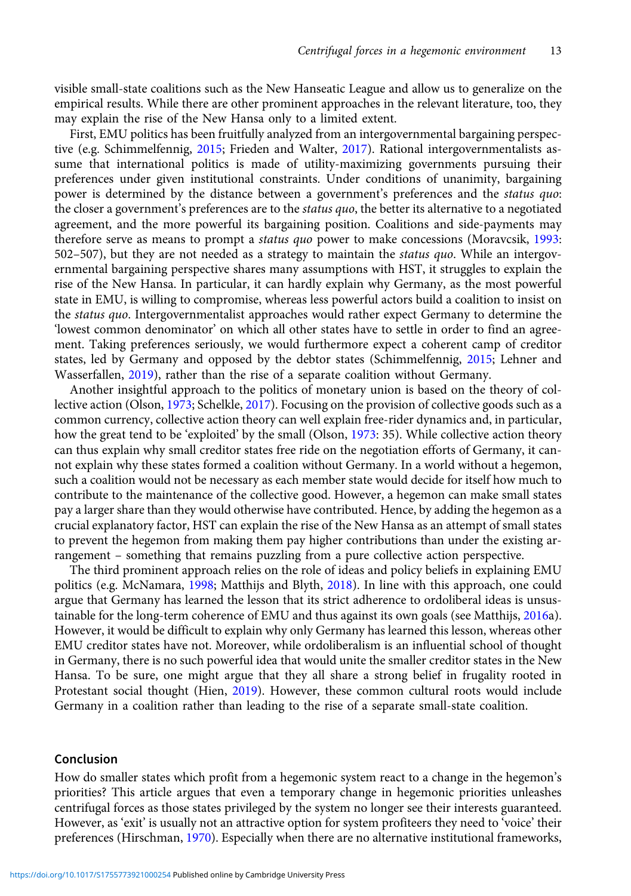visible small-state coalitions such as the New Hanseatic League and allow us to generalize on the empirical results. While there are other prominent approaches in the relevant literature, too, they may explain the rise of the New Hansa only to a limited extent.

First, EMU politics has been fruitfully analyzed from an intergovernmental bargaining perspective (e.g. Schimmelfennig, 2015; Frieden and Walter, 2017). Rational intergovernmentalists assume that international politics is made of utility-maximizing governments pursuing their preferences under given institutional constraints. Under conditions of unanimity, bargaining power is determined by the distance between a government's preferences and the *status quo*: the closer a government's preferences are to the *status quo*, the better its alternative to a negotiated agreement, and the more powerful its bargaining position. Coalitions and side-payments may therefore serve as means to prompt a *status quo* power to make concessions (Moravcsik, 1993: 502–507), but they are not needed as a strategy to maintain the *status quo*. While an intergovernmental bargaining perspective shares many assumptions with HST, it struggles to explain the rise of the New Hansa. In particular, it can hardly explain why Germany, as the most powerful state in EMU, is willing to compromise, whereas less powerful actors build a coalition to insist on the *status quo*. Intergovernmentalist approaches would rather expect Germany to determine the 'lowest common denominator' on which all other states have to settle in order to find an agreement. Taking preferences seriously, we would furthermore expect a coherent camp of creditor states, led by Germany and opposed by the debtor states (Schimmelfennig, 2015; Lehner and Wasserfallen, 2019), rather than the rise of a separate coalition without Germany.

Another insightful approach to the politics of monetary union is based on the theory of collective action (Olson, 1973; Schelkle, 2017). Focusing on the provision of collective goods such as a common currency, collective action theory can well explain free-rider dynamics and, in particular, how the great tend to be 'exploited' by the small (Olson, 1973: 35). While collective action theory can thus explain why small creditor states free ride on the negotiation efforts of Germany, it cannot explain why these states formed a coalition without Germany. In a world without a hegemon, such a coalition would not be necessary as each member state would decide for itself how much to contribute to the maintenance of the collective good. However, a hegemon can make small states pay a larger share than they would otherwise have contributed. Hence, by adding the hegemon as a crucial explanatory factor, HST can explain the rise of the New Hansa as an attempt of small states to prevent the hegemon from making them pay higher contributions than under the existing arrangement – something that remains puzzling from a pure collective action perspective.

The third prominent approach relies on the role of ideas and policy beliefs in explaining EMU politics (e.g. McNamara, 1998; Matthijs and Blyth, 2018). In line with this approach, one could argue that Germany has learned the lesson that its strict adherence to ordoliberal ideas is unsustainable for the long-term coherence of EMU and thus against its own goals (see Matthijs, 2016a). However, it would be difficult to explain why only Germany has learned this lesson, whereas other EMU creditor states have not. Moreover, while ordoliberalism is an influential school of thought in Germany, there is no such powerful idea that would unite the smaller creditor states in the New Hansa. To be sure, one might argue that they all share a strong belief in frugality rooted in Protestant social thought (Hien, 2019). However, these common cultural roots would include Germany in a coalition rather than leading to the rise of a separate small-state coalition.

## Conclusion

How do smaller states which profit from a hegemonic system react to a change in the hegemon's priorities? This article argues that even a temporary change in hegemonic priorities unleashes centrifugal forces as those states privileged by the system no longer see their interests guaranteed. However, as 'exit' is usually not an attractive option for system profiteers they need to 'voice' their preferences (Hirschman, 1970). Especially when there are no alternative institutional frameworks,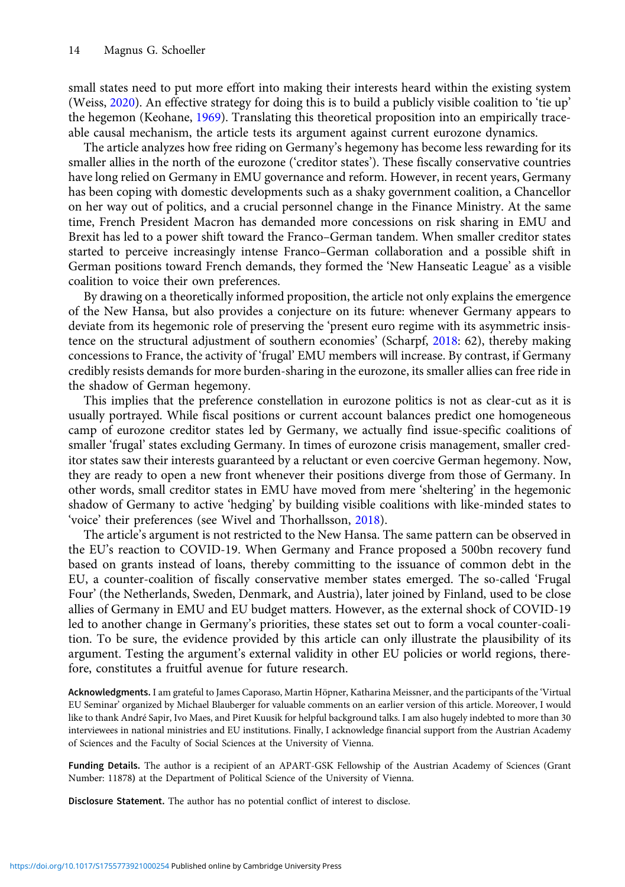small states need to put more effort into making their interests heard within the existing system (Weiss, 2020). An effective strategy for doing this is to build a publicly visible coalition to 'tie up' the hegemon (Keohane, 1969). Translating this theoretical proposition into an empirically traceable causal mechanism, the article tests its argument against current eurozone dynamics.

The article analyzes how free riding on Germany's hegemony has become less rewarding for its smaller allies in the north of the eurozone ('creditor states'). These fiscally conservative countries have long relied on Germany in EMU governance and reform. However, in recent years, Germany has been coping with domestic developments such as a shaky government coalition, a Chancellor on her way out of politics, and a crucial personnel change in the Finance Ministry. At the same time, French President Macron has demanded more concessions on risk sharing in EMU and Brexit has led to a power shift toward the Franco–German tandem. When smaller creditor states started to perceive increasingly intense Franco–German collaboration and a possible shift in German positions toward French demands, they formed the 'New Hanseatic League' as a visible coalition to voice their own preferences.

By drawing on a theoretically informed proposition, the article not only explains the emergence of the New Hansa, but also provides a conjecture on its future: whenever Germany appears to deviate from its hegemonic role of preserving the 'present euro regime with its asymmetric insistence on the structural adjustment of southern economies' (Scharpf, 2018: 62), thereby making concessions to France, the activity of 'frugal' EMU members will increase. By contrast, if Germany credibly resists demands for more burden-sharing in the eurozone, its smaller allies can free ride in the shadow of German hegemony.

This implies that the preference constellation in eurozone politics is not as clear-cut as it is usually portrayed. While fiscal positions or current account balances predict one homogeneous camp of eurozone creditor states led by Germany, we actually find issue-specific coalitions of smaller 'frugal' states excluding Germany. In times of eurozone crisis management, smaller creditor states saw their interests guaranteed by a reluctant or even coercive German hegemony. Now, they are ready to open a new front whenever their positions diverge from those of Germany. In other words, small creditor states in EMU have moved from mere 'sheltering' in the hegemonic shadow of Germany to active 'hedging' by building visible coalitions with like-minded states to 'voice' their preferences (see Wivel and Thorhallsson, 2018).

The article's argument is not restricted to the New Hansa. The same pattern can be observed in the EU's reaction to COVID-19. When Germany and France proposed a 500bn recovery fund based on grants instead of loans, thereby committing to the issuance of common debt in the EU, a counter-coalition of fiscally conservative member states emerged. The so-called 'Frugal Four' (the Netherlands, Sweden, Denmark, and Austria), later joined by Finland, used to be close allies of Germany in EMU and EU budget matters. However, as the external shock of COVID-19 led to another change in Germany's priorities, these states set out to form a vocal counter-coalition. To be sure, the evidence provided by this article can only illustrate the plausibility of its argument. Testing the argument's external validity in other EU policies or world regions, therefore, constitutes a fruitful avenue for future research.

**Acknowledgments.** I am grateful to James Caporaso, Martin Höpner, Katharina Meissner, and the participants of the 'Virtual EU Seminar' organized by Michael Blauberger for valuable comments on an earlier version of this article. Moreover, I would like to thank André Sapir, Ivo Maes, and Piret Kuusik for helpful background talks. I am also hugely indebted to more than 30 interviewees in national ministries and EU institutions. Finally, I acknowledge financial support from the Austrian Academy of Sciences and the Faculty of Social Sciences at the University of Vienna.

**Funding Details.** The author is a recipient of an APART-GSK Fellowship of the Austrian Academy of Sciences (Grant Number: 11878) at the Department of Political Science of the University of Vienna.

**Disclosure Statement.** The author has no potential conflict of interest to disclose.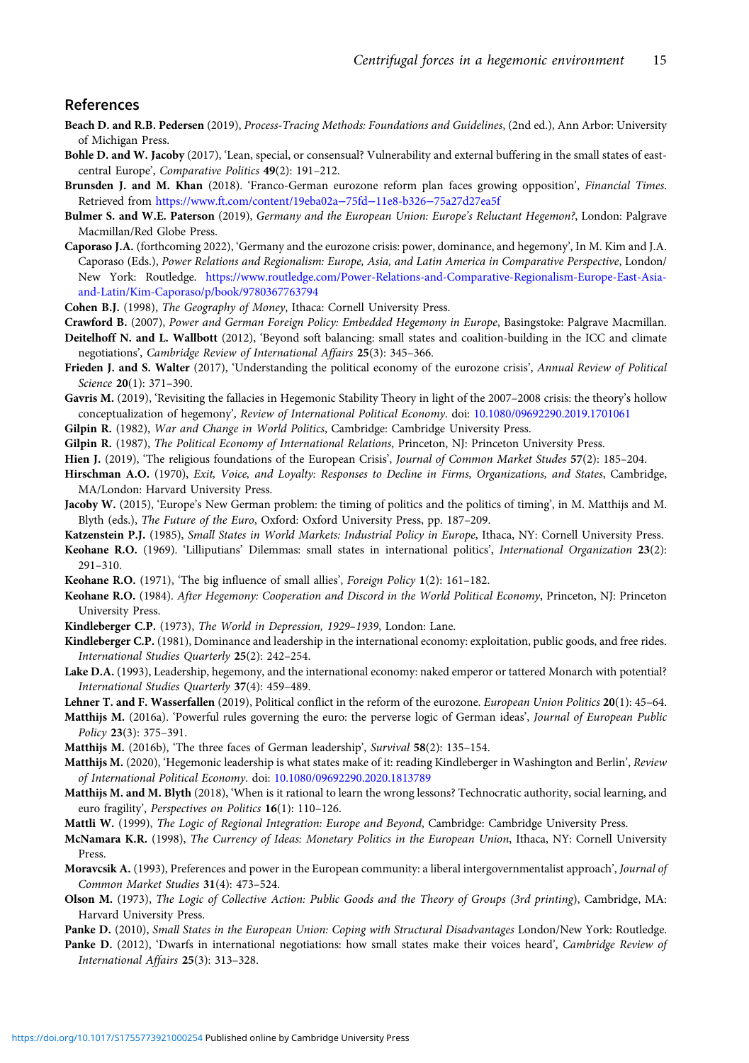## References

**Beach D. and R.B. Pedersen** (2019), *Process-Tracing Methods: Foundations and Guidelines*, (2nd ed.), Ann Arbor: University of Michigan Press.

**Bohle D. and W. Jacoby** (2017), 'Lean, special, or consensual? Vulnerability and external buffering in the small states of east-central Europe', *Comparative Politics* **49**(2): 191–212.

**Brunsden J. and M. Khan** (2018). 'Franco-German eurozone reform plan faces growing opposition', *Financial Times*. Retrieved from https://www.ft.com/content/19eba02a–75fd–11e8-b326–75a27d27ea5f

**Bulmer S. and W.E. Paterson** (2019), *Germany and the European Union: Europe's Reluctant Hegemon?*, London: Palgrave Macmillan/Red Globe Press.

**Caporaso J.A.** (forthcoming 2022), 'Germany and the eurozone crisis: power, dominance, and hegemony', In M. Kim and J.A. Caporaso (Eds.), *Power Relations and Regionalism: Europe, Asia, and Latin America in Comparative Perspective*, London/New York: Routledge. https://www.routledge.com/Power-Relations-and-Comparative-Regionalism-Europe-East-Asia-and-Latin/Kim-Caporaso/p/book/9780367763794

**Cohen B.J.** (1998), *The Geography of Money*, Ithaca: Cornell University Press.

**Crawford B.** (2007), *Power and German Foreign Policy: Embedded Hegemony in Europe*, Basingstoke: Palgrave Macmillan.

**Deitelhoff N. and L. Wallbott** (2012), 'Beyond soft balancing: small states and coalition-building in the ICC and climate negotiations', *Cambridge Review of International Affairs* **25**(3): 345–366.

**Frieden J. and S. Walter** (2017), 'Understanding the political economy of the eurozone crisis', *Annual Review of Political Science* **20**(1): 371–390.

**Gavris M.** (2019), 'Revisiting the fallacies in Hegemonic Stability Theory in light of the 2007–2008 crisis: the theory's hollow conceptualization of hegemony', *Review of International Political Economy*. doi: 10.1080/09692290.2019.1701061

**Gilpin R.** (1982), *War and Change in World Politics*, Cambridge: Cambridge University Press.

**Gilpin R.** (1987), *The Political Economy of International Relations*, Princeton, NJ: Princeton University Press.

**Hien J.** (2019), 'The religious foundations of the European Crisis', *Journal of Common Market Studies* **57**(2): 185–204.

**Hirschman A.O.** (1970), *Exit, Voice, and Loyalty: Responses to Decline in Firms, Organizations, and States*, Cambridge, MA/London: Harvard University Press.

**Jacoby W.** (2015), 'Europe's New German problem: the timing of politics and the politics of timing', in M. Matthijs and M. Blyth (eds.), *The Future of the Euro*, Oxford: Oxford University Press, pp. 187–209.

**Katzenstein P.J.** (1985), *Small States in World Markets: Industrial Policy in Europe*, Ithaca, NY: Cornell University Press.

**Keohane R.O.** (1969). 'Lilliputians' Dilemmas: small states in international politics', *International Organization* **23**(2): 291–310.

**Keohane R.O.** (1971), 'The big influence of small allies', *Foreign Policy* **1**(2): 161–182.

**Keohane R.O.** (1984). *After Hegemony: Cooperation and Discord in the World Political Economy*, Princeton, NJ: Princeton University Press.

**Kindleberger C.P.** (1973), *The World in Depression, 1929–1939*, London: Lane.

**Kindleberger C.P.** (1981), Dominance and leadership in the international economy: exploitation, public goods, and free rides. *International Studies Quarterly* **25**(2): 242–254.

**Lake D.A.** (1993), Leadership, hegemony, and the international economy: naked emperor or tattered Monarch with potential? *International Studies Quarterly* **37**(4): 459–489.

**Lehner T. and F. Wasserfallen** (2019), Political conflict in the reform of the eurozone. *European Union Politics* **20**(1): 45–64.

**Matthijs M.** (2016a). 'Powerful rules governing the euro: the perverse logic of German ideas', *Journal of European Public Policy* **23**(3): 375–391.

**Matthijs M.** (2016b), 'The three faces of German leadership', *Survival* **58**(2): 135–154.

**Matthijs M.** (2020), 'Hegemonic leadership is what states make of it: reading Kindleberger in Washington and Berlin', *Review of International Political Economy*. doi: 10.1080/09692290.2020.1813789

**Matthijs M. and M. Blyth** (2018), 'When is it rational to learn the wrong lessons? Technocratic authority, social learning, and euro fragility', *Perspectives on Politics* **16**(1): 110–126.

**Mattli W.** (1999), *The Logic of Regional Integration: Europe and Beyond*, Cambridge: Cambridge University Press.

**McNamara K.R.** (1998), *The Currency of Ideas: Monetary Politics in the European Union*, Ithaca, NY: Cornell University Press.

**Moravcsik A.** (1993), Preferences and power in the European community: a liberal intergovernmentalist approach', *Journal of Common Market Studies* **31**(4): 473–524.

**Olson M.** (1973), *The Logic of Collective Action: Public Goods and the Theory of Groups (3rd printing)*, Cambridge, MA: Harvard University Press.

**Panke D.** (2010), *Small States in the European Union: Coping with Structural Disadvantages* London/New York: Routledge.

**Panke D.** (2012), 'Dwarfs in international negotiations: how small states make their voices heard', *Cambridge Review of International Affairs* **25**(3): 313–328.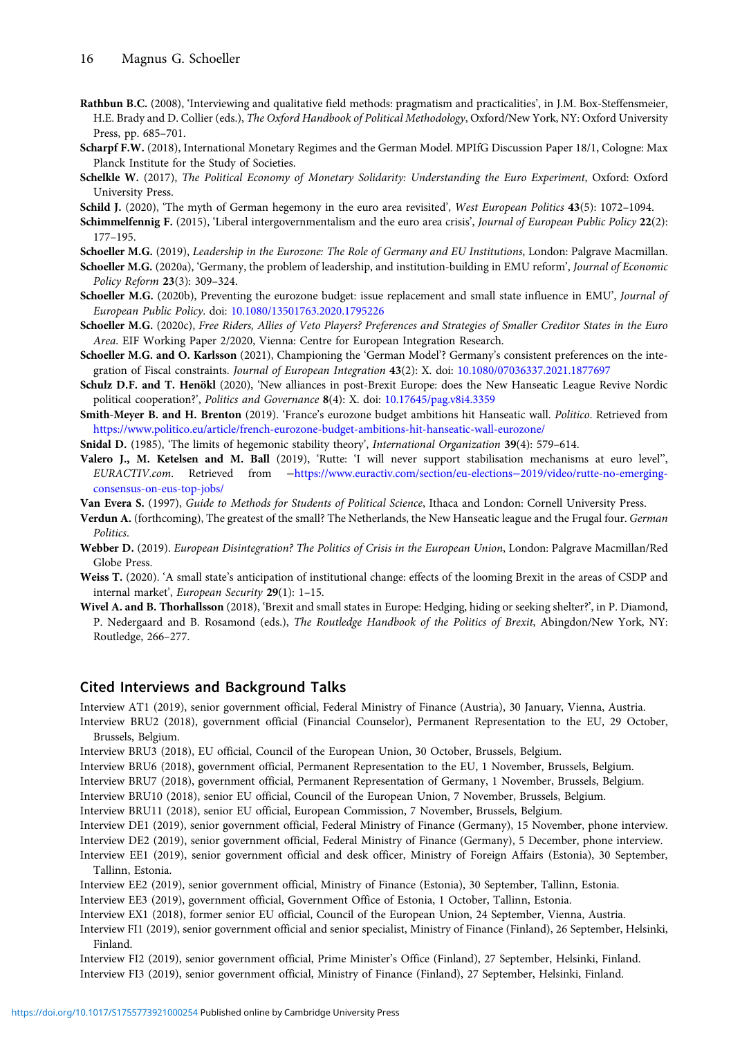**Rathbun B.C.** (2008), 'Interviewing and qualitative field methods: pragmatism and practicalities', in J.M. Box-Steffensmeier, H.E. Brady and D. Collier (eds.), *The Oxford Handbook of Political Methodology*, Oxford/New York, NY: Oxford University Press, pp. 685–701.

**Scharpf F.W.** (2018), International Monetary Regimes and the German Model. MPIfG Discussion Paper 18/1, Cologne: Max Planck Institute for the Study of Societies.

**Schelkle W.** (2017), *The Political Economy of Monetary Solidarity: Understanding the Euro Experiment*, Oxford: Oxford University Press.

**Schild J.** (2020), 'The myth of German hegemony in the euro area revisited', *West European Politics* **43**(5): 1072–1094.

**Schimmelfennig F.** (2015), 'Liberal intergovernmentalism and the euro area crisis', *Journal of European Public Policy* **22**(2): 177–195.

**Schoeller M.G.** (2019), *Leadership in the Eurozone: The Role of Germany and EU Institutions*, London: Palgrave Macmillan.

**Schoeller M.G.** (2020a), 'Germany, the problem of leadership, and institution-building in EMU reform', *Journal of Economic Policy Reform* **23**(3): 309–324.

**Schoeller M.G.** (2020b), Preventing the eurozone budget: issue replacement and small state influence in EMU', *Journal of European Public Policy*. doi: 10.1080/13501763.2020.1795226

**Schoeller M.G.** (2020c), *Free Riders, Allies of Veto Players? Preferences and Strategies of Smaller Creditor States in the Euro Area*. EIF Working Paper 2/2020, Vienna: Centre for European Integration Research.

**Schoeller M.G. and O. Karlsson** (2021), Championing the 'German Model'? Germany's consistent preferences on the integration of Fiscal constraints. *Journal of European Integration* **43**(2): X. doi: 10.1080/07036337.2021.1877697

**Schulz D.F. and T. Henökl** (2020), 'New alliances in post-Brexit Europe: does the New Hanseatic League Revive Nordic political cooperation?', *Politics and Governance* **8**(4): X. doi: 10.17645/pag.v8i4.3359

**Smith-Meyer B. and H. Brenton** (2019). 'France's eurozone budget ambitions hit Hanseatic wall. *Politico*. Retrieved from https://www.politico.eu/article/french-eurozone-budget-ambitions-hit-hanseatic-wall-eurozone/

**Snidal D.** (1985), 'The limits of hegemonic stability theory', *International Organization* **39**(4): 579–614.

**Valero J., M. Ketelsen and M. Ball** (2019), 'Rutte: 'I will never support stabilisation mechanisms at euro level'', *EURACTIV.com*. Retrieved from –https://www.euractiv.com/section/eu-elections−2019/video/rutte-no-emerging-consensus-on-eus-top-jobs/

**Van Evera S.** (1997), *Guide to Methods for Students of Political Science*, Ithaca and London: Cornell University Press.

**Verdun A.** (forthcoming), The greatest of the small? The Netherlands, the New Hanseatic league and the Frugal four. *German Politics*.

**Webber D.** (2019). *European Disintegration? The Politics of Crisis in the European Union*, London: Palgrave Macmillan/Red Globe Press.

**Weiss T.** (2020). 'A small state's anticipation of institutional change: effects of the looming Brexit in the areas of CSDP and internal market', *European Security* **29**(1): 1–15.

**Wivel A. and B. Thorhallsson** (2018), 'Brexit and small states in Europe: Hedging, hiding or seeking shelter?', in P. Diamond, P. Nedergaard and B. Rosamond (eds.), *The Routledge Handbook of the Politics of Brexit*, Abingdon/New York, NY: Routledge, 266–277.

## Cited Interviews and Background Talks

Interview AT1 (2019), senior government official, Federal Ministry of Finance (Austria), 30 January, Vienna, Austria.

Interview BRU2 (2018), government official (Financial Counselor), Permanent Representation to the EU, 29 October, Brussels, Belgium.

Interview BRU3 (2018), EU official, Council of the European Union, 30 October, Brussels, Belgium.

Interview BRU6 (2018), government official, Permanent Representation to the EU, 1 November, Brussels, Belgium.

Interview BRU7 (2018), government official, Permanent Representation of Germany, 1 November, Brussels, Belgium.

Interview BRU10 (2018), senior EU official, Council of the European Union, 7 November, Brussels, Belgium.

Interview BRU11 (2018), senior EU official, European Commission, 7 November, Brussels, Belgium.

Interview DE1 (2019), senior government official, Federal Ministry of Finance (Germany), 15 November, phone interview.

Interview DE2 (2019), senior government official, Federal Ministry of Finance (Germany), 5 December, phone interview.

Interview EE1 (2019), senior government official and desk officer, Ministry of Foreign Affairs (Estonia), 30 September, Tallinn, Estonia.

Interview EE2 (2019), senior government official, Ministry of Finance (Estonia), 30 September, Tallinn, Estonia.

Interview EE3 (2019), government official, Government Office of Estonia, 1 October, Tallinn, Estonia.

Interview EX1 (2018), former senior EU official, Council of the European Union, 24 September, Vienna, Austria.

Interview FI1 (2019), senior government official and senior specialist, Ministry of Finance (Finland), 26 September, Helsinki, Finland.

Interview FI2 (2019), senior government official, Prime Minister's Office (Finland), 27 September, Helsinki, Finland.

Interview FI3 (2019), senior government official, Ministry of Finance (Finland), 27 September, Helsinki, Finland.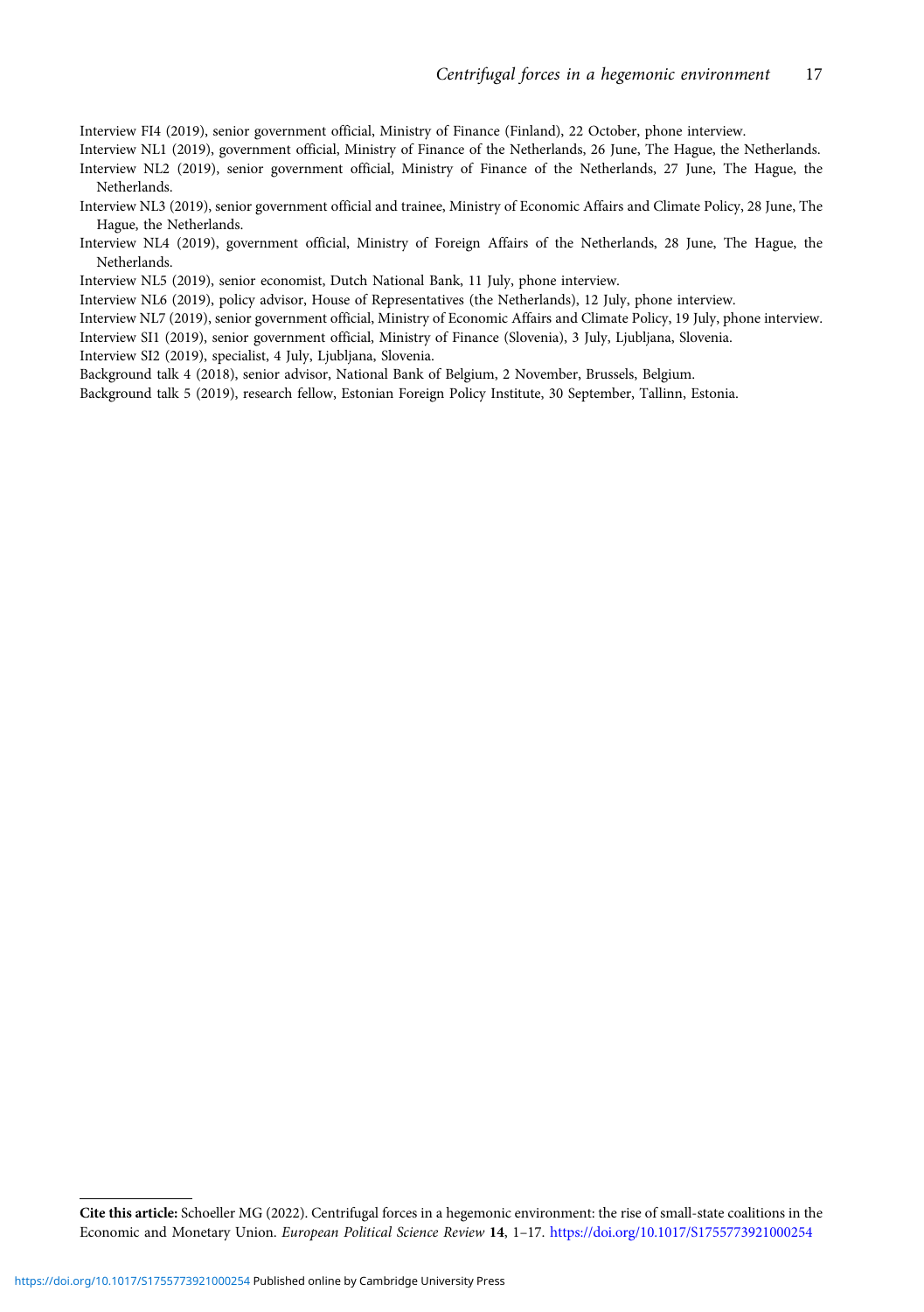Interview FI4 (2019), senior government official, Ministry of Finance (Finland), 22 October, phone interview.

Interview NL1 (2019), government official, Ministry of Finance of the Netherlands, 26 June, The Hague, the Netherlands.

Interview NL2 (2019), senior government official, Ministry of Finance of the Netherlands, 27 June, The Hague, the Netherlands.

Interview NL3 (2019), senior government official and trainee, Ministry of Economic Affairs and Climate Policy, 28 June, The Hague, the Netherlands.

Interview NL4 (2019), government official, Ministry of Foreign Affairs of the Netherlands, 28 June, The Hague, the Netherlands.

Interview NL5 (2019), senior economist, Dutch National Bank, 11 July, phone interview.

Interview NL6 (2019), policy advisor, House of Representatives (the Netherlands), 12 July, phone interview.

Interview NL7 (2019), senior government official, Ministry of Economic Affairs and Climate Policy, 19 July, phone interview.

Interview SI1 (2019), senior government official, Ministry of Finance (Slovenia), 3 July, Ljubljana, Slovenia.

Interview SI2 (2019), specialist, 4 July, Ljubljana, Slovenia.

Background talk 4 (2018), senior advisor, National Bank of Belgium, 2 November, Brussels, Belgium.

Background talk 5 (2019), research fellow, Estonian Foreign Policy Institute, 30 September, Tallinn, Estonia.

**Cite this article:** Schoeller MG (2022). Centrifugal forces in a hegemonic environment: the rise of small-state coalitions in the Economic and Monetary Union. *European Political Science Review* **14**, 1–17. https://doi.org/10.1017/S1755773921000254